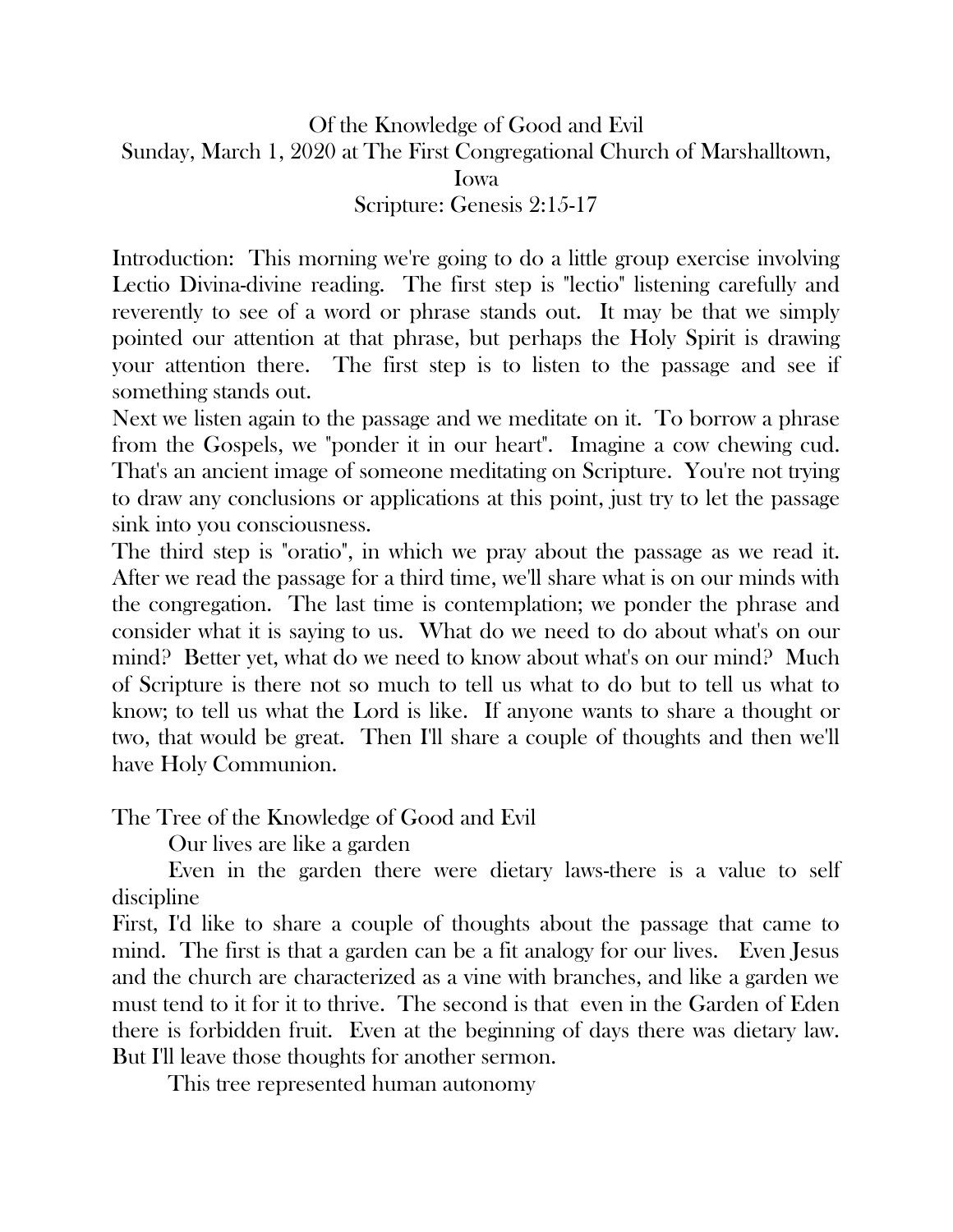# Of the Knowledge of Good and Evil

Sunday, March 1, 2020 at The First Congregational Church of Marshalltown, Iowa

Scripture: Genesis 2:15-17

Introduction: This morning we're going to do a little group exercise involving Lectio Divina-divine reading. The first step is "lectio" listening carefully and reverently to see of a word or phrase stands out. It may be that we simply pointed our attention at that phrase, but perhaps the Holy Spirit is drawing your attention there. The first step is to listen to the passage and see if something stands out.

Next we listen again to the passage and we meditate on it. To borrow a phrase from the Gospels, we "ponder it in our heart". Imagine a cow chewing cud. That's an ancient image of someone meditating on Scripture. You're not trying to draw any conclusions or applications at this point, just try to let the passage sink into you consciousness.

The third step is "oratio", in which we pray about the passage as we read it. After we read the passage for a third time, we'll share what is on our minds with the congregation. The last time is contemplation; we ponder the phrase and consider what it is saying to us. What do we need to do about what's on our mind? Better yet, what do we need to know about what's on our mind? Much of Scripture is there not so much to tell us what to do but to tell us what to know; to tell us what the Lord is like. If anyone wants to share a thought or two, that would be great. Then I'll share a couple of thoughts and then we'll have Holy Communion.

The Tree of the Knowledge of Good and Evil

Our lives are like a garden

Even in the garden there were dietary laws-there is a value to self discipline

First, I'd like to share a couple of thoughts about the passage that came to mind. The first is that a garden can be a fit analogy for our lives. Even Jesus and the church are characterized as a vine with branches, and like a garden we must tend to it for it to thrive. The second is that even in the Garden of Eden there is forbidden fruit. Even at the beginning of days there was dietary law. But I'll leave those thoughts for another sermon.

This tree represented human autonomy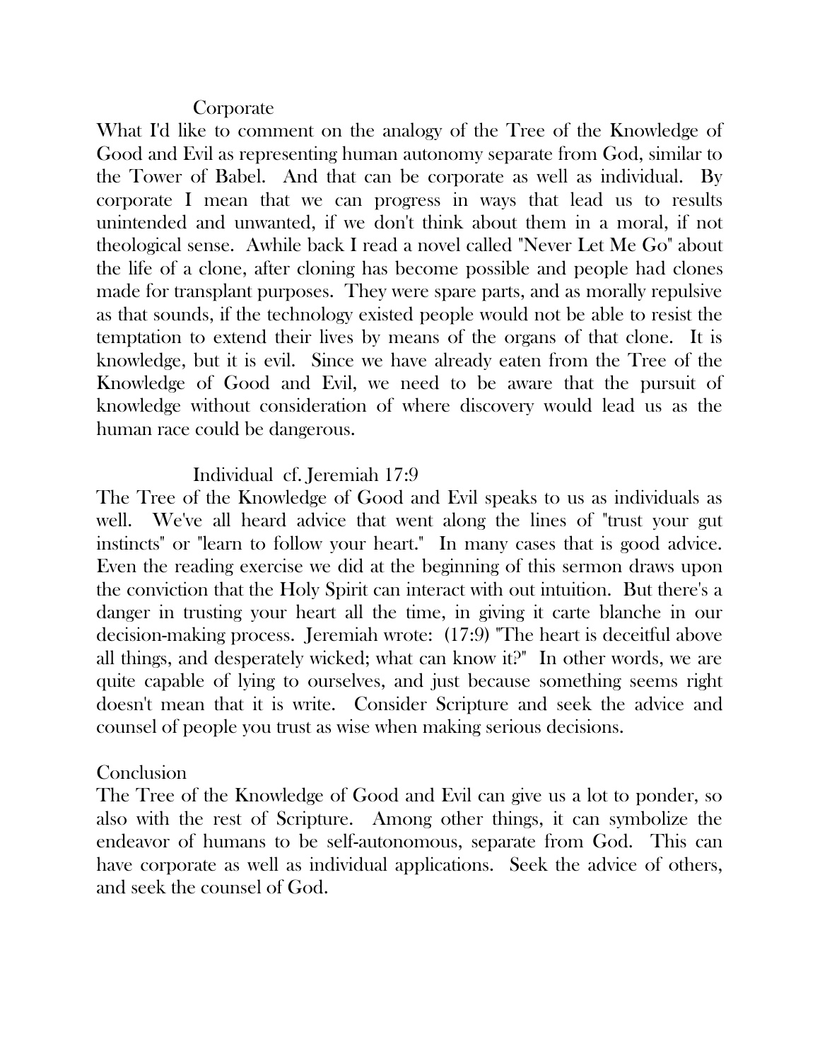### Corporate

What I'd like to comment on the analogy of the Tree of the Knowledge of Good and Evil as representing human autonomy separate from God, similar to the Tower of Babel. And that can be corporate as well as individual. By corporate I mean that we can progress in ways that lead us to results unintended and unwanted, if we don't think about them in a moral, if not theological sense. Awhile back I read a novel called "Never Let Me Go" about the life of a clone, after cloning has become possible and people had clones made for transplant purposes. They were spare parts, and as morally repulsive as that sounds, if the technology existed people would not be able to resist the temptation to extend their lives by means of the organs of that clone. It is knowledge, but it is evil. Since we have already eaten from the Tree of the Knowledge of Good and Evil, we need to be aware that the pursuit of knowledge without consideration of where discovery would lead us as the human race could be dangerous.

### Individual cf. Jeremiah 17:9

The Tree of the Knowledge of Good and Evil speaks to us as individuals as well. We've all heard advice that went along the lines of "trust your gut instincts" or "learn to follow your heart." In many cases that is good advice. Even the reading exercise we did at the beginning of this sermon draws upon the conviction that the Holy Spirit can interact with out intuition. But there's a danger in trusting your heart all the time, in giving it carte blanche in our decision-making process. Jeremiah wrote: (17:9) "The heart is deceitful above all things, and desperately wicked; what can know it?" In other words, we are quite capable of lying to ourselves, and just because something seems right doesn't mean that it is write. Consider Scripture and seek the advice and counsel of people you trust as wise when making serious decisions.

## Conclusion

The Tree of the Knowledge of Good and Evil can give us a lot to ponder, so also with the rest of Scripture. Among other things, it can symbolize the endeavor of humans to be self-autonomous, separate from God. This can have corporate as well as individual applications. Seek the advice of others, and seek the counsel of God.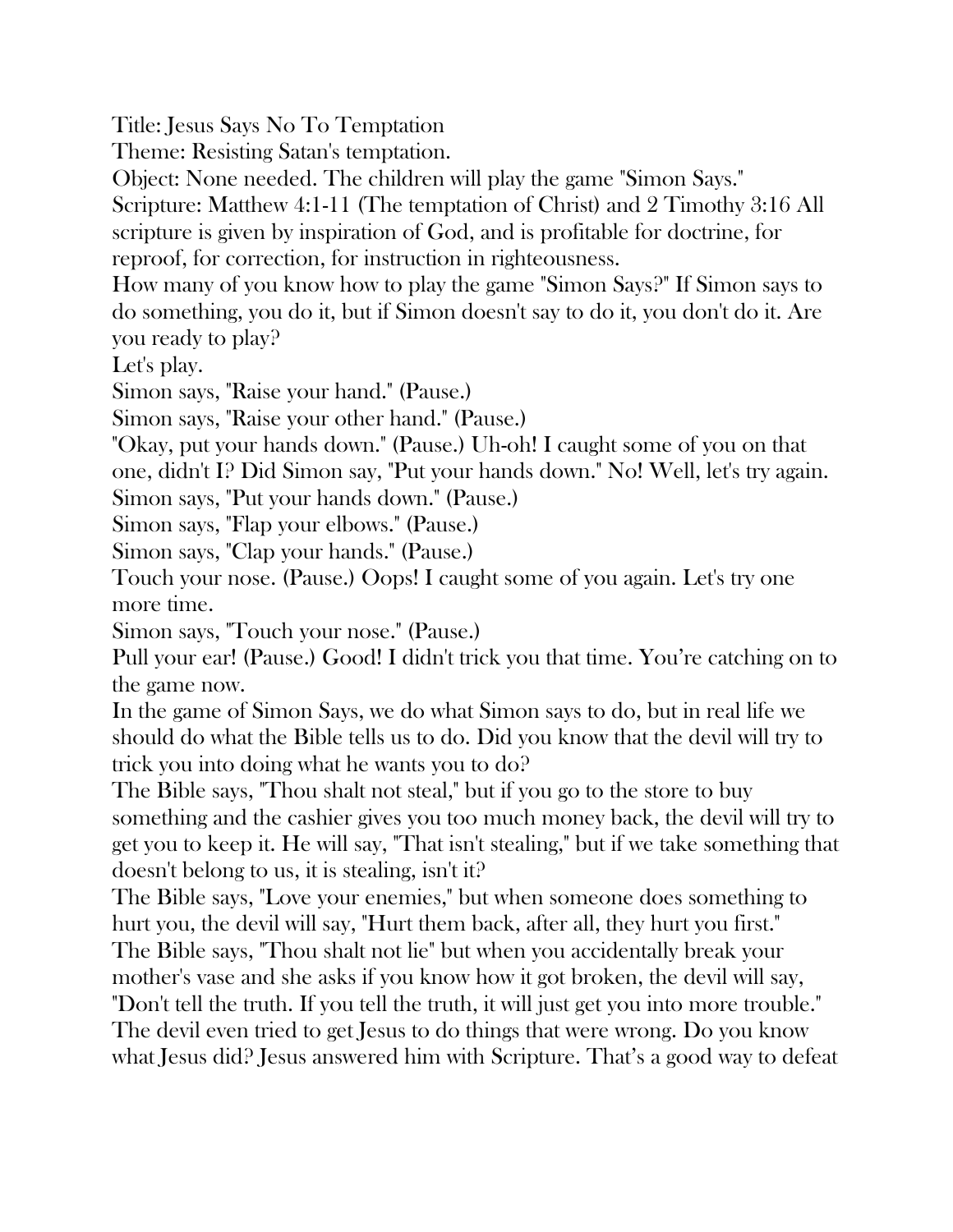Title: Jesus Says No To Temptation

Theme: Resisting Satan's temptation.

Object: None needed. The children will play the game "Simon Says."

Scripture: Matthew 4:1-11 (The temptation of Christ) and 2 Timothy 3:16 All scripture is given by inspiration of God, and is profitable for doctrine, for reproof, for correction, for instruction in righteousness.

How many of you know how to play the game "Simon Says?" If Simon says to do something, you do it, but if Simon doesn't say to do it, you don't do it. Are you ready to play?

Let's play.

Simon says, "Raise your hand." (Pause.)

Simon says, "Raise your other hand." (Pause.)

"Okay, put your hands down." (Pause.) Uh-oh! I caught some of you on that one, didn't I? Did Simon say, "Put your hands down." No! Well, let's try again.

Simon says, "Put your hands down." (Pause.)

Simon says, "Flap your elbows." (Pause.)

Simon says, "Clap your hands." (Pause.)

Touch your nose. (Pause.) Oops! I caught some of you again. Let's try one more time.

Simon says, "Touch your nose." (Pause.)

Pull your ear! (Pause.) Good! I didn't trick you that time. You're catching on to the game now.

In the game of Simon Says, we do what Simon says to do, but in real life we should do what the Bible tells us to do. Did you know that the devil will try to trick you into doing what he wants you to do?

The Bible says, "Thou shalt not steal," but if you go to the store to buy something and the cashier gives you too much money back, the devil will try to get you to keep it. He will say, "That isn't stealing," but if we take something that doesn't belong to us, it is stealing, isn't it?

The Bible says, "Love your enemies," but when someone does something to hurt you, the devil will say, "Hurt them back, after all, they hurt you first."

The Bible says, "Thou shalt not lie" but when you accidentally break your mother's vase and she asks if you know how it got broken, the devil will say, "Don't tell the truth. If you tell the truth, it will just get you into more trouble."

The devil even tried to get Jesus to do things that were wrong. Do you know what Jesus did? Jesus answered him with Scripture. That's a good way to defeat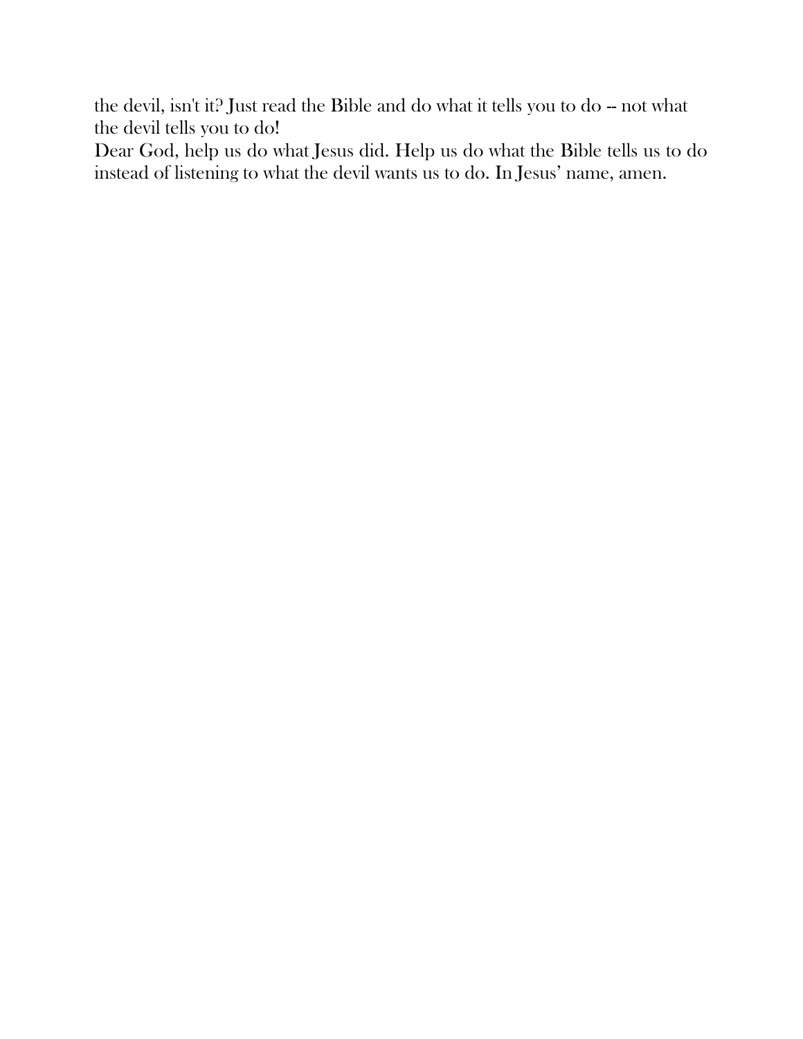the devil, isn't it? Just read the Bible and do what it tells you to do -- not what the devil tells you to do!

Dear God, help us do what Jesus did. Help us do what the Bible tells us to do instead of listening to what the devil wants us to do. In Jesus' name, amen.